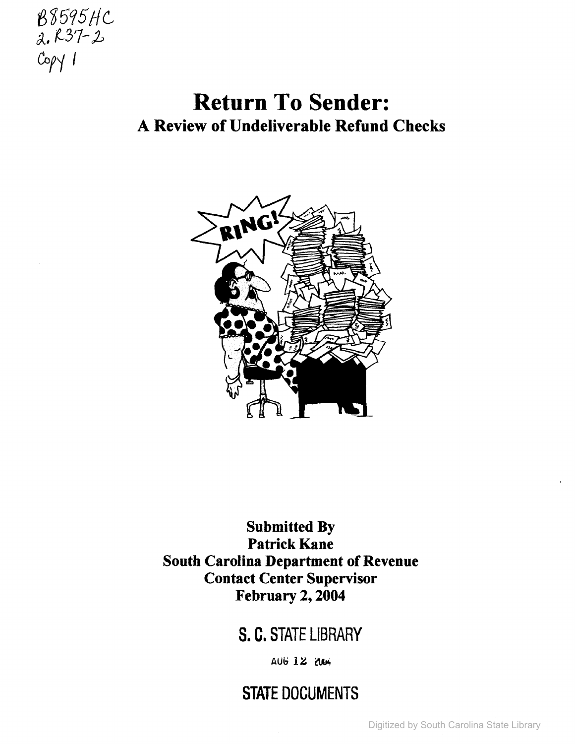B8595HC
2.R37-2
Copy 1

# Return To Sender:

## A Review of Undeliverable Refund Checks

**Submitted By**
**Patrick Kane**
**South Carolina Department of Revenue**
**Contact Center Supervisor**
**February 2, 2004**

S. C. STATE LIBRARY

AUG 12 2004

STATE DOCUMENTS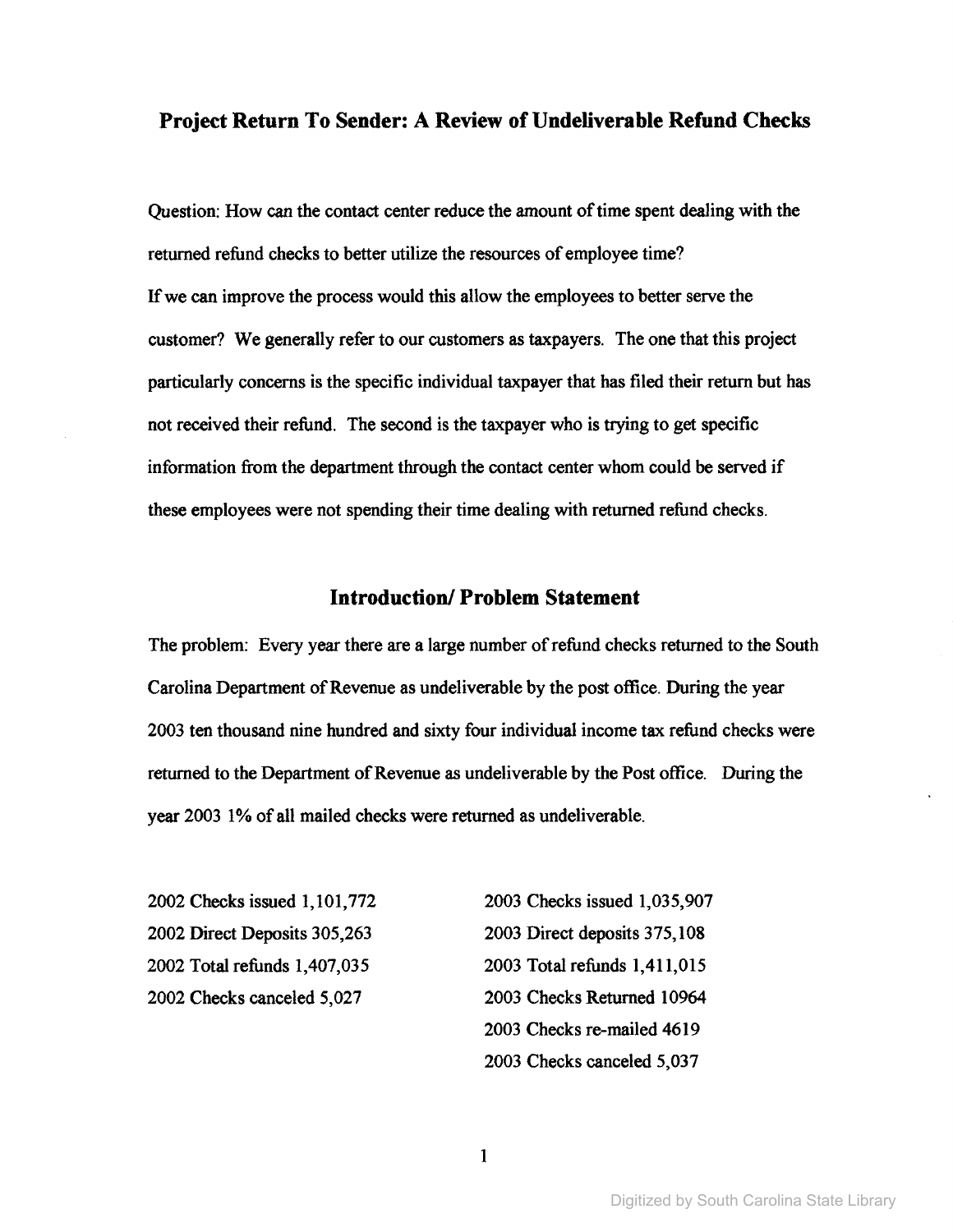## Project Return To Sender: A Review of Undeliverable Refund Checks

Question: How can the contact center reduce the amount of time spent dealing with the returned refund checks to better utilize the resources of employee time?

If we can improve the process would this allow the employees to better serve the customer? We generally refer to our customers as taxpayers. The one that this project particularly concerns is the specific individual taxpayer that has filed their return but has not received their refund. The second is the taxpayer who is trying to get specific information from the department through the contact center whom could be served if these employees were not spending their time dealing with returned refund checks.

## Introduction/ Problem Statement

The problem: Every year there are a large number of refund checks returned to the South Carolina Department of Revenue as undeliverable by the post office. During the year 2003 ten thousand nine hundred and sixty four individual income tax refund checks were returned to the Department of Revenue as undeliverable by the Post office. During the year 2003 1% of all mailed checks were returned as undeliverable.

2002 Checks issued 1,101,772
2002 Direct Deposits 305,263
2002 Total refunds 1,407,035
2002 Checks canceled 5,027

2003 Checks issued 1,035,907
2003 Direct deposits 375,108
2003 Total refunds 1,411,015
2003 Checks Returned 10964
2003 Checks re-mailed 4619
2003 Checks canceled 5,037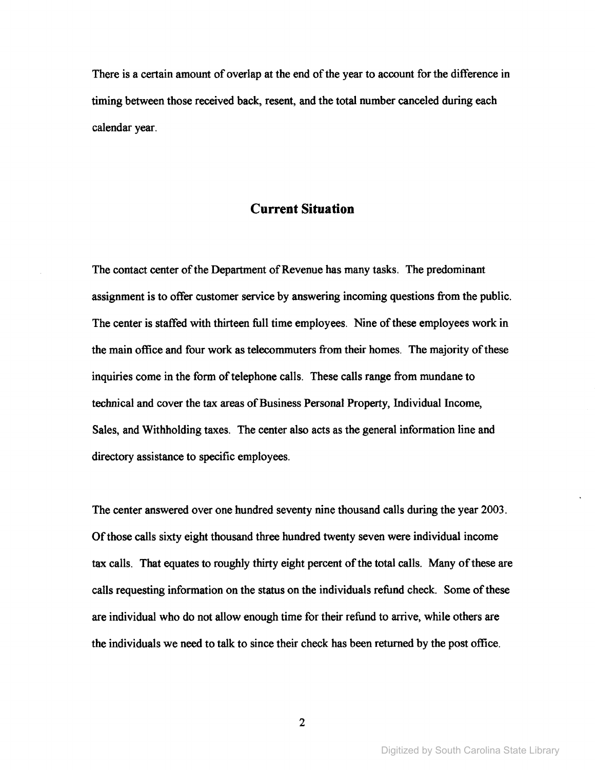There is a certain amount of overlap at the end of the year to account for the difference in timing between those received back, resent, and the total number canceled during each calendar year.

## Current Situation

The contact center of the Department of Revenue has many tasks. The predominant assignment is to offer customer service by answering incoming questions from the public. The center is staffed with thirteen full time employees. Nine of these employees work in the main office and four work as telecommuters from their homes. The majority of these inquiries come in the form of telephone calls. These calls range from mundane to technical and cover the tax areas of Business Personal Property, Individual Income, Sales, and Withholding taxes. The center also acts as the general information line and directory assistance to specific employees.

The center answered over one hundred seventy nine thousand calls during the year 2003. Of those calls sixty eight thousand three hundred twenty seven were individual income tax calls. That equates to roughly thirty eight percent of the total calls. Many of these are calls requesting information on the status on the individuals refund check. Some of these are individual who do not allow enough time for their refund to arrive, while others are the individuals we need to talk to since their check has been returned by the post office.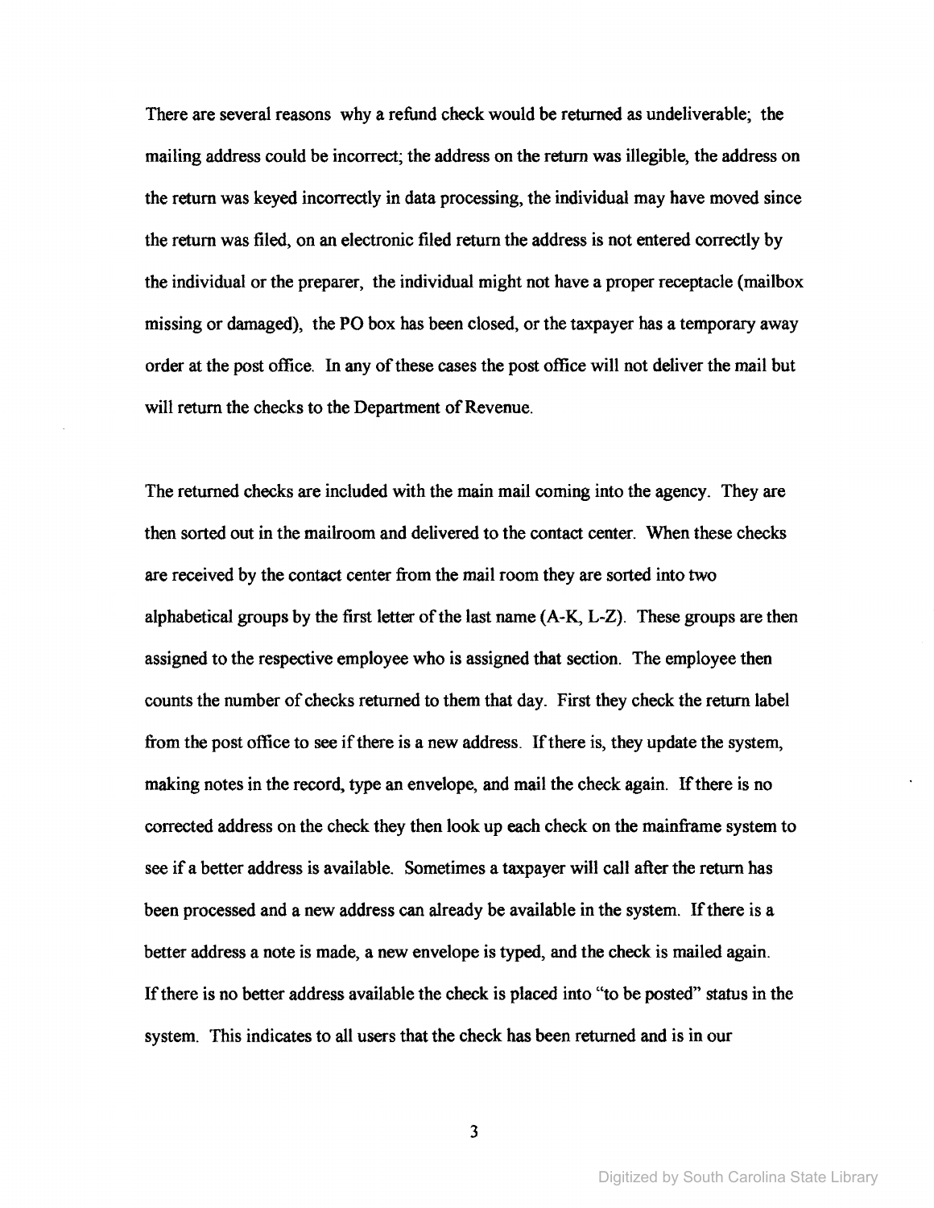There are several reasons why a refund check would be returned as undeliverable; the mailing address could be incorrect; the address on the return was illegible, the address on the return was keyed incorrectly in data processing, the individual may have moved since the return was filed, on an electronic filed return the address is not entered correctly by the individual or the preparer, the individual might not have a proper receptacle (mailbox missing or damaged), the PO box has been closed, or the taxpayer has a temporary away order at the post office. In any of these cases the post office will not deliver the mail but will return the checks to the Department of Revenue.

The returned checks are included with the main mail coming into the agency. They are then sorted out in the mailroom and delivered to the contact center. When these checks are received by the contact center from the mail room they are sorted into two alphabetical groups by the first letter of the last name (A-K, L-Z). These groups are then assigned to the respective employee who is assigned that section. The employee then counts the number of checks returned to them that day. First they check the return label from the post office to see if there is a new address. If there is, they update the system, making notes in the record, type an envelope, and mail the check again. If there is no corrected address on the check they then look up each check on the mainframe system to see if a better address is available. Sometimes a taxpayer will call after the return has been processed and a new address can already be available in the system. If there is a better address a note is made, a new envelope is typed, and the check is mailed again. If there is no better address available the check is placed into "to be posted" status in the system. This indicates to all users that the check has been returned and is in our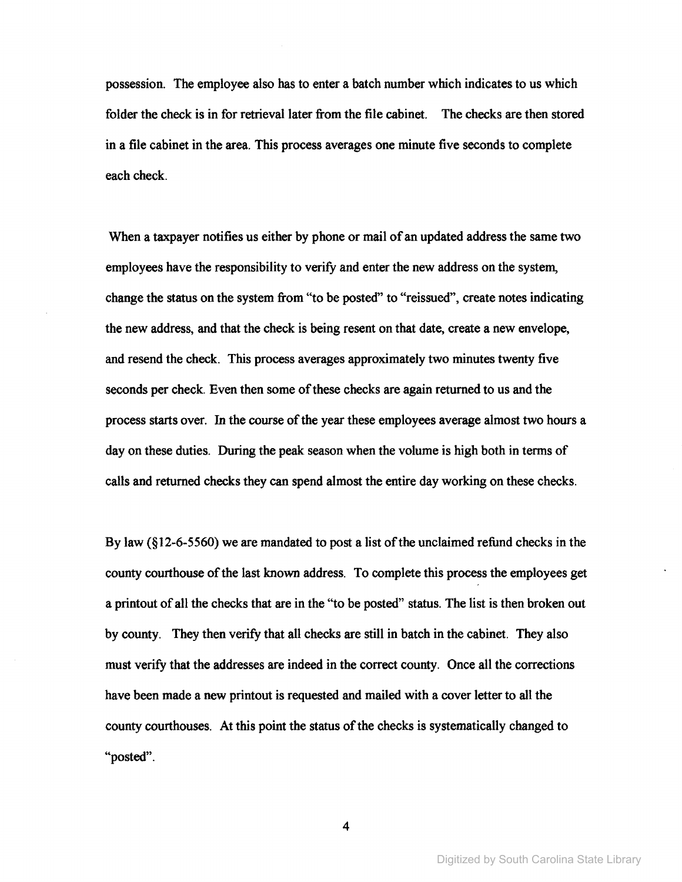possession. The employee also has to enter a batch number which indicates to us which folder the check is in for retrieval later from the file cabinet. The checks are then stored in a file cabinet in the area. This process averages one minute five seconds to complete each check.

When a taxpayer notifies us either by phone or mail of an updated address the same two employees have the responsibility to verify and enter the new address on the system, change the status on the system from "to be posted" to "reissued", create notes indicating the new address, and that the check is being resent on that date, create a new envelope, and resend the check. This process averages approximately two minutes twenty five seconds per check. Even then some of these checks are again returned to us and the process starts over. In the course of the year these employees average almost two hours a day on these duties. During the peak season when the volume is high both in terms of calls and returned checks they can spend almost the entire day working on these checks.

By law (§12-6-5560) we are mandated to post a list of the unclaimed refund checks in the county courthouse of the last known address. To complete this process the employees get a printout of all the checks that are in the "to be posted" status. The list is then broken out by county. They then verify that all checks are still in batch in the cabinet. They also must verify that the addresses are indeed in the correct county. Once all the corrections have been made a new printout is requested and mailed with a cover letter to all the county courthouses. At this point the status of the checks is systematically changed to "posted".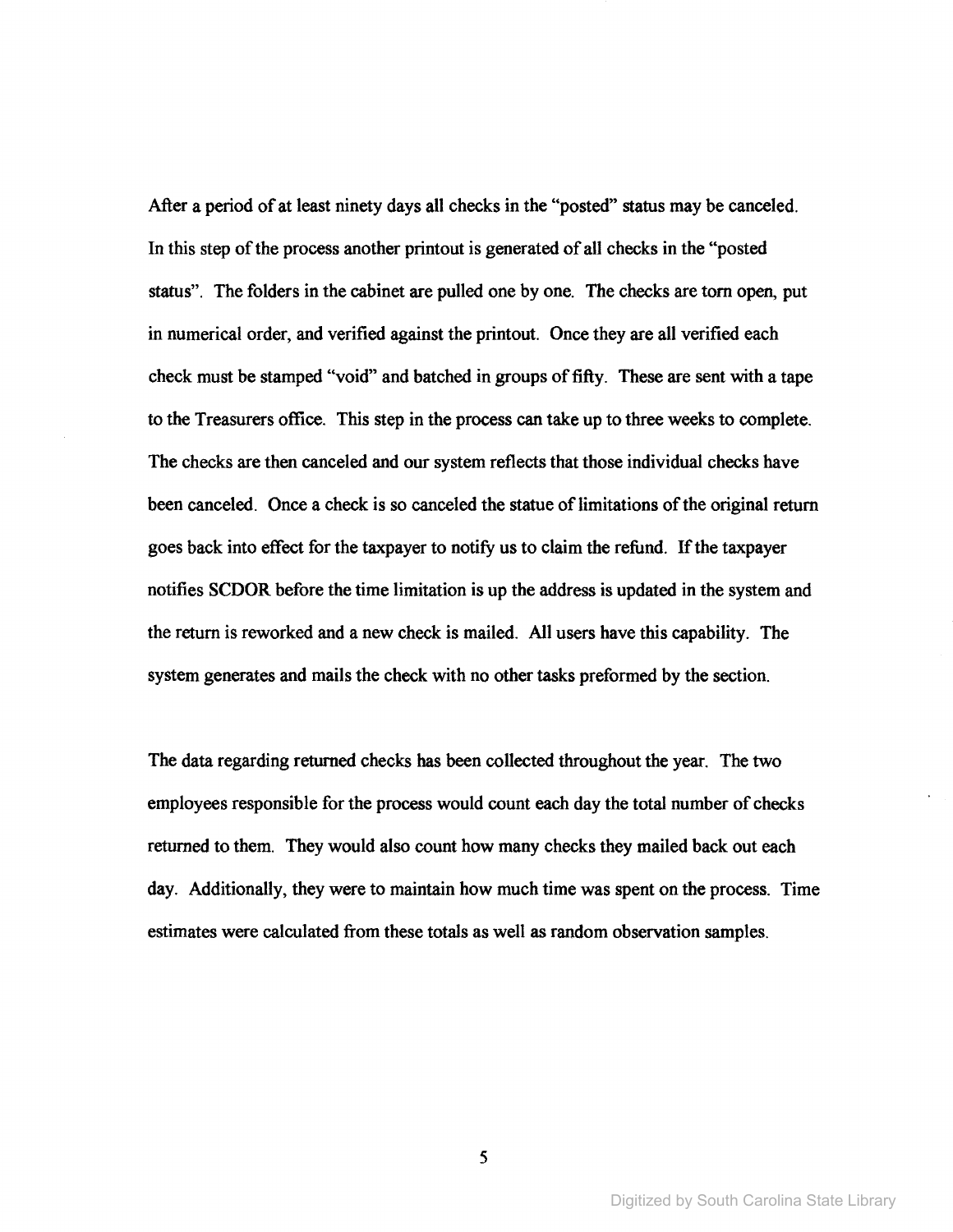After a period of at least ninety days all checks in the "posted" status may be canceled. In this step of the process another printout is generated of all checks in the "posted status". The folders in the cabinet are pulled one by one. The checks are torn open, put in numerical order, and verified against the printout. Once they are all verified each check must be stamped "void" and batched in groups of fifty. These are sent with a tape to the Treasurers office. This step in the process can take up to three weeks to complete. The checks are then canceled and our system reflects that those individual checks have been canceled. Once a check is so canceled the statue of limitations of the original return goes back into effect for the taxpayer to notify us to claim the refund. If the taxpayer notifies SCDOR before the time limitation is up the address is updated in the system and the return is reworked and a new check is mailed. All users have this capability. The system generates and mails the check with no other tasks preformed by the section.

The data regarding returned checks has been collected throughout the year. The two employees responsible for the process would count each day the total number of checks returned to them. They would also count how many checks they mailed back out each day. Additionally, they were to maintain how much time was spent on the process. Time estimates were calculated from these totals as well as random observation samples.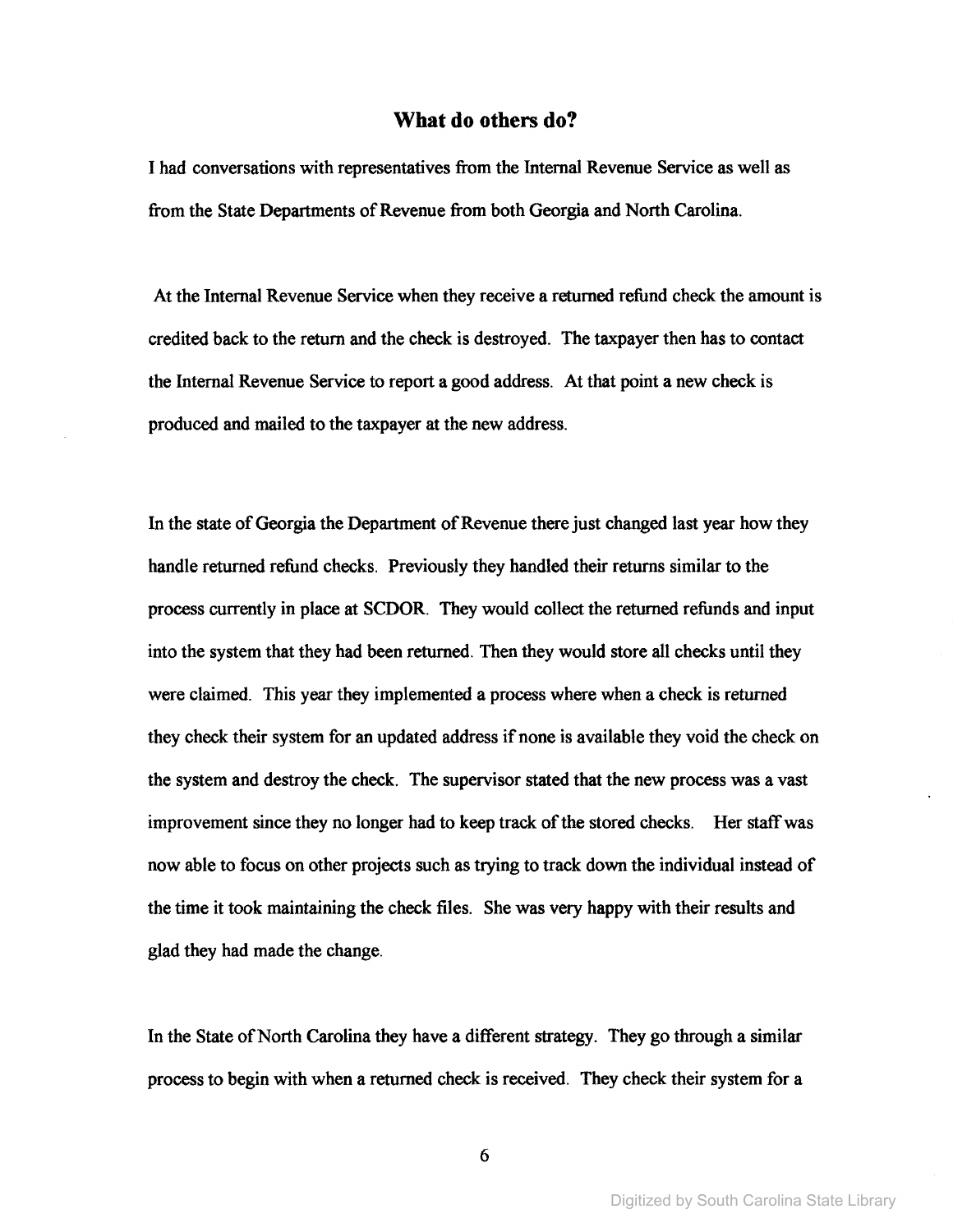## What do others do?

I had conversations with representatives from the Internal Revenue Service as well as from the State Departments of Revenue from both Georgia and North Carolina.

At the Internal Revenue Service when they receive a returned refund check the amount is credited back to the return and the check is destroyed. The taxpayer then has to contact the Internal Revenue Service to report a good address. At that point a new check is produced and mailed to the taxpayer at the new address.

In the state of Georgia the Department of Revenue there just changed last year how they handle returned refund checks. Previously they handled their returns similar to the process currently in place at SCDOR. They would collect the returned refunds and input into the system that they had been returned. Then they would store all checks until they were claimed. This year they implemented a process where when a check is returned they check their system for an updated address if none is available they void the check on the system and destroy the check. The supervisor stated that the new process was a vast improvement since they no longer had to keep track of the stored checks. Her staff was now able to focus on other projects such as trying to track down the individual instead of the time it took maintaining the check files. She was very happy with their results and glad they had made the change.

In the State of North Carolina they have a different strategy. They go through a similar process to begin with when a returned check is received. They check their system for a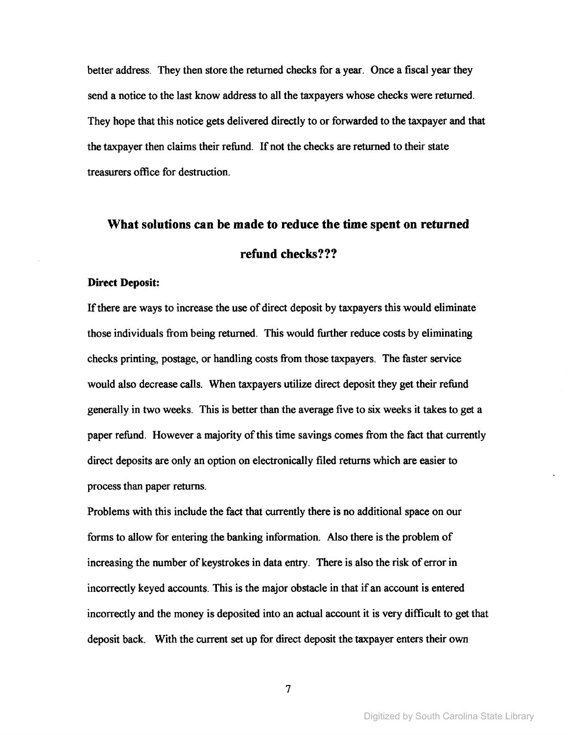better address. They then store the returned checks for a year. Once a fiscal year they send a notice to the last know address to all the taxpayers whose checks were returned. They hope that this notice gets delivered directly to or forwarded to the taxpayer and that the taxpayer then claims their refund. If not the checks are returned to their state treasurers office for destruction.

## What solutions can be made to reduce the time spent on returned refund checks???

**Direct Deposit:**

If there are ways to increase the use of direct deposit by taxpayers this would eliminate those individuals from being returned. This would further reduce costs by eliminating checks printing, postage, or handling costs from those taxpayers. The faster service would also decrease calls. When taxpayers utilize direct deposit they get their refund generally in two weeks. This is better than the average five to six weeks it takes to get a paper refund. However a majority of this time savings comes from the fact that currently direct deposits are only an option on electronically filed returns which are easier to process than paper returns.

Problems with this include the fact that currently there is no additional space on our forms to allow for entering the banking information. Also there is the problem of increasing the number of keystrokes in data entry. There is also the risk of error in incorrectly keyed accounts. This is the major obstacle in that if an account is entered incorrectly and the money is deposited into an actual account it is very difficult to get that deposit back. With the current set up for direct deposit the taxpayer enters their own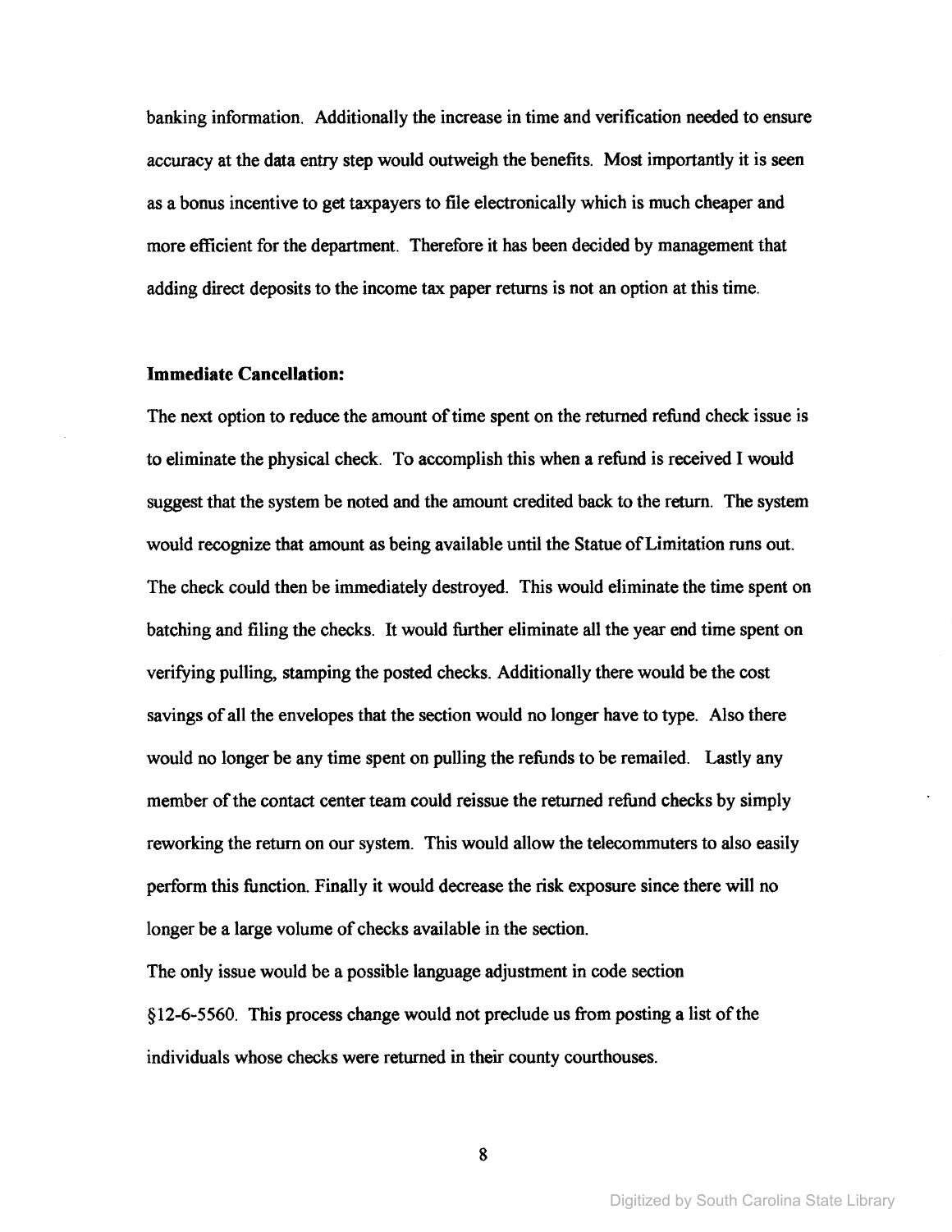banking information. Additionally the increase in time and verification needed to ensure accuracy at the data entry step would outweigh the benefits. Most importantly it is seen as a bonus incentive to get taxpayers to file electronically which is much cheaper and more efficient for the department. Therefore it has been decided by management that adding direct deposits to the income tax paper returns is not an option at this time.

**Immediate Cancellation:**

The next option to reduce the amount of time spent on the returned refund check issue is to eliminate the physical check. To accomplish this when a refund is received I would suggest that the system be noted and the amount credited back to the return. The system would recognize that amount as being available until the Statue of Limitation runs out. The check could then be immediately destroyed. This would eliminate the time spent on batching and filing the checks. It would further eliminate all the year end time spent on verifying pulling, stamping the posted checks. Additionally there would be the cost savings of all the envelopes that the section would no longer have to type. Also there would no longer be any time spent on pulling the refunds to be remailed. Lastly any member of the contact center team could reissue the returned refund checks by simply reworking the return on our system. This would allow the telecommuters to also easily perform this function. Finally it would decrease the risk exposure since there will no longer be a large volume of checks available in the section.

The only issue would be a possible language adjustment in code section §12-6-5560. This process change would not preclude us from posting a list of the individuals whose checks were returned in their county courthouses.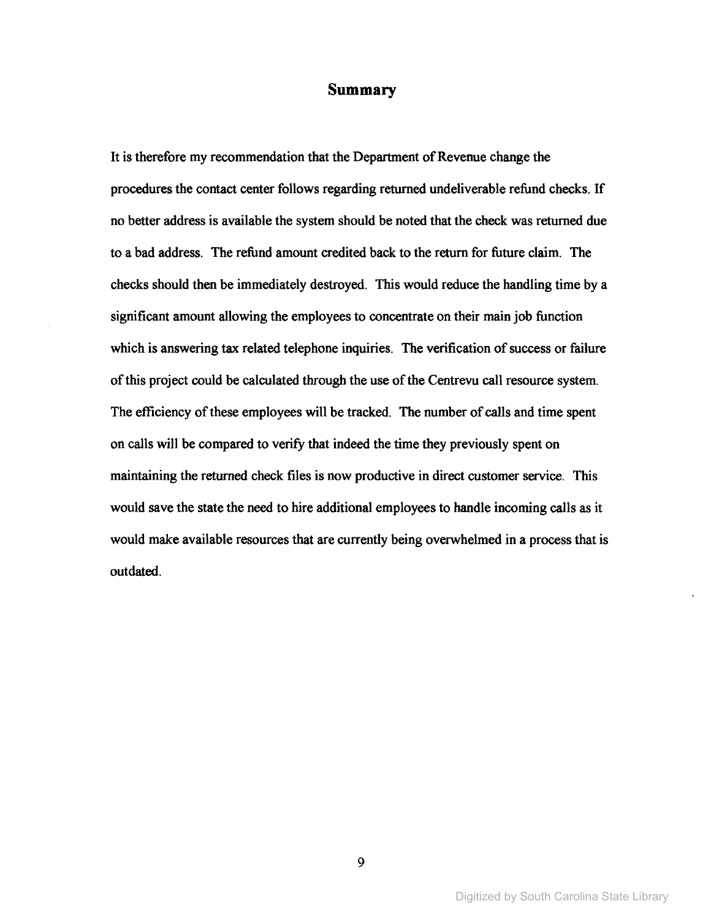## Summary

It is therefore my recommendation that the Department of Revenue change the procedures the contact center follows regarding returned undeliverable refund checks. If no better address is available the system should be noted that the check was returned due to a bad address. The refund amount credited back to the return for future claim. The checks should then be immediately destroyed. This would reduce the handling time by a significant amount allowing the employees to concentrate on their main job function which is answering tax related telephone inquiries. The verification of success or failure of this project could be calculated through the use of the Centrevu call resource system. The efficiency of these employees will be tracked. The number of calls and time spent on calls will be compared to verify that indeed the time they previously spent on maintaining the returned check files is now productive in direct customer service. This would save the state the need to hire additional employees to handle incoming calls as it would make available resources that are currently being overwhelmed in a process that is outdated.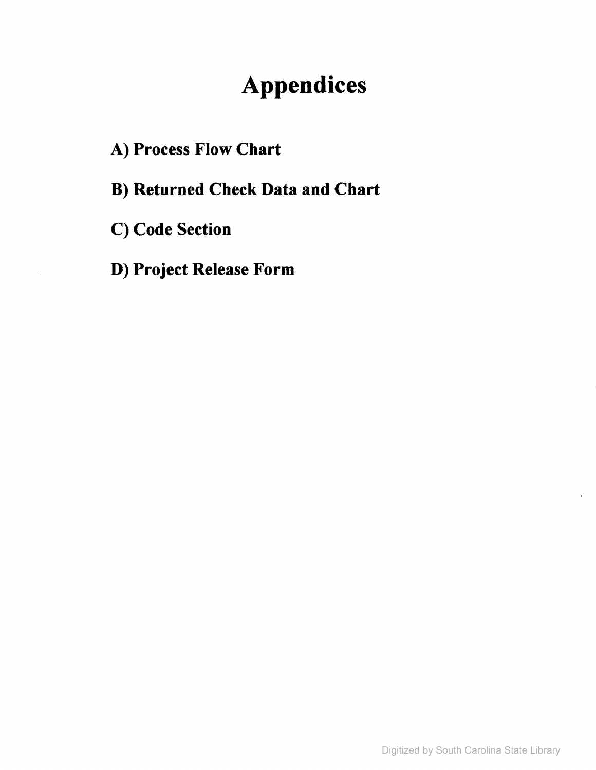# Appendices

**A) Process Flow Chart**

**B) Returned Check Data and Chart**

**C) Code Section**

**D) Project Release Form**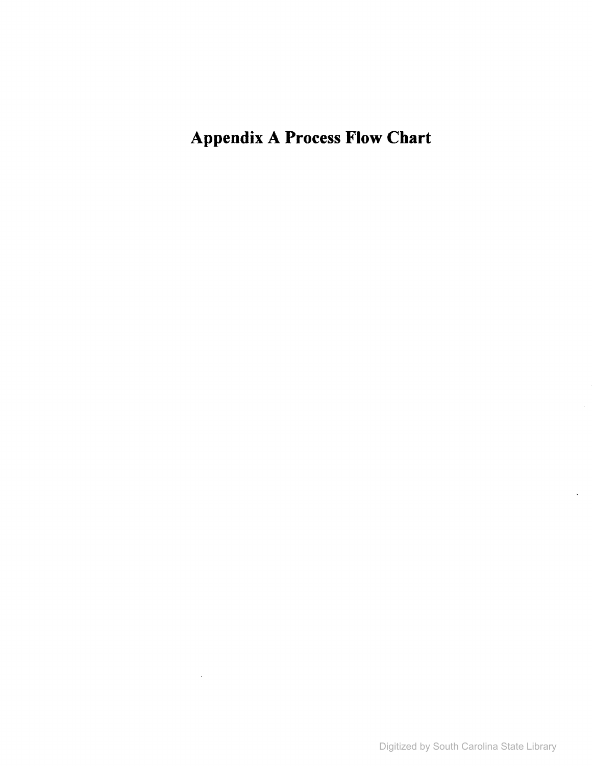# Appendix A Process Flow Chart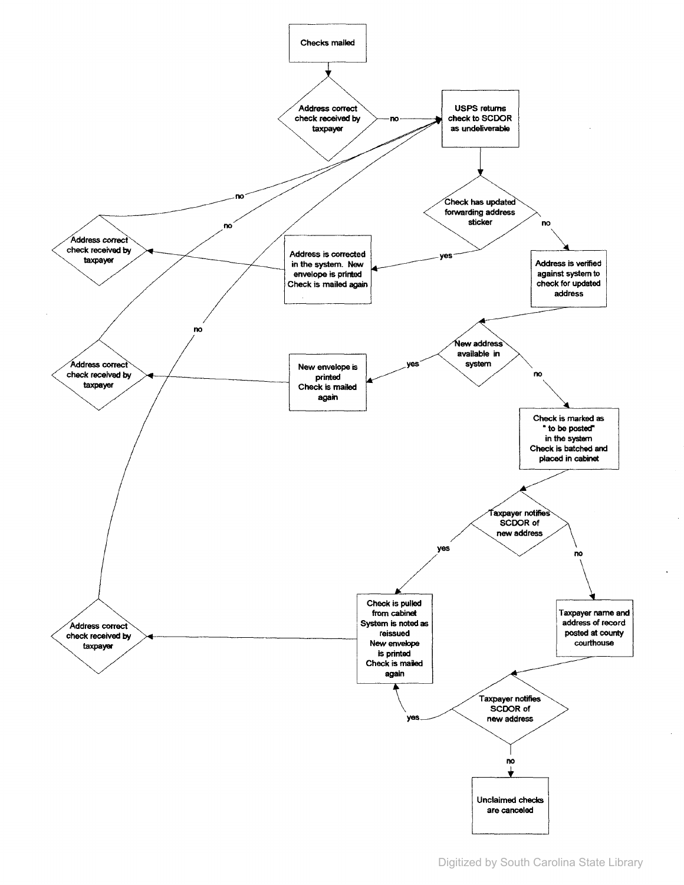Checks mailed

Address correct check received by taxpayer

no

USPS returns check to SCDOR as undeliverable

Check has updated forwarding address sticker

yes

Address is corrected in the system. New envelope is printed Check is mailed again

Address correct check received by taxpayer

no

no

Address is verified against system to check for updated address

New address available in system

yes

New envelope is printed Check is mailed again

Address correct check received by taxpayer

no

no

Check is marked as " to be posted" in the system Check is batched and placed in cabinet

Taxpayer notifies SCDOR of new address

yes

Check is pulled from cabinet System is noted as reissued New envelope is printed Check is mailed again

Address correct check received by taxpayer

no

no

Taxpayer name and address of record posted at county courthouse

Taxpayer notifies SCDOR of new address

yes

no

Unclaimed checks are canceled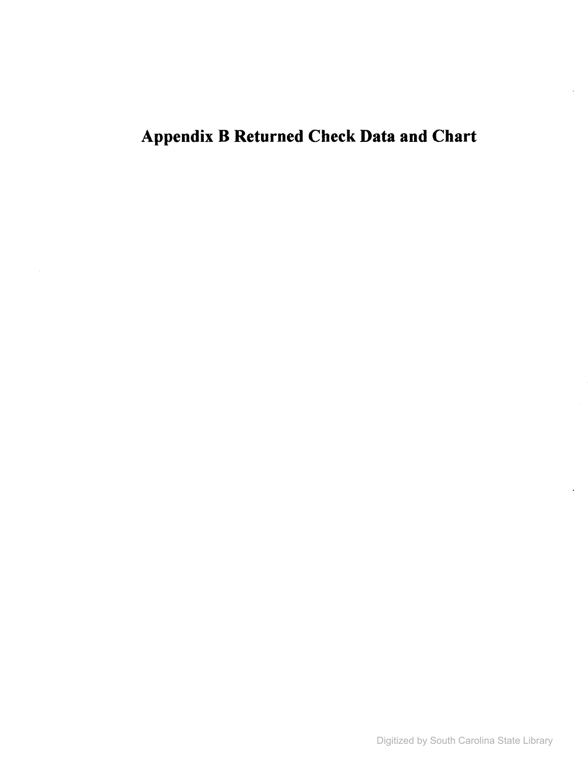# Appendix B Returned Check Data and Chart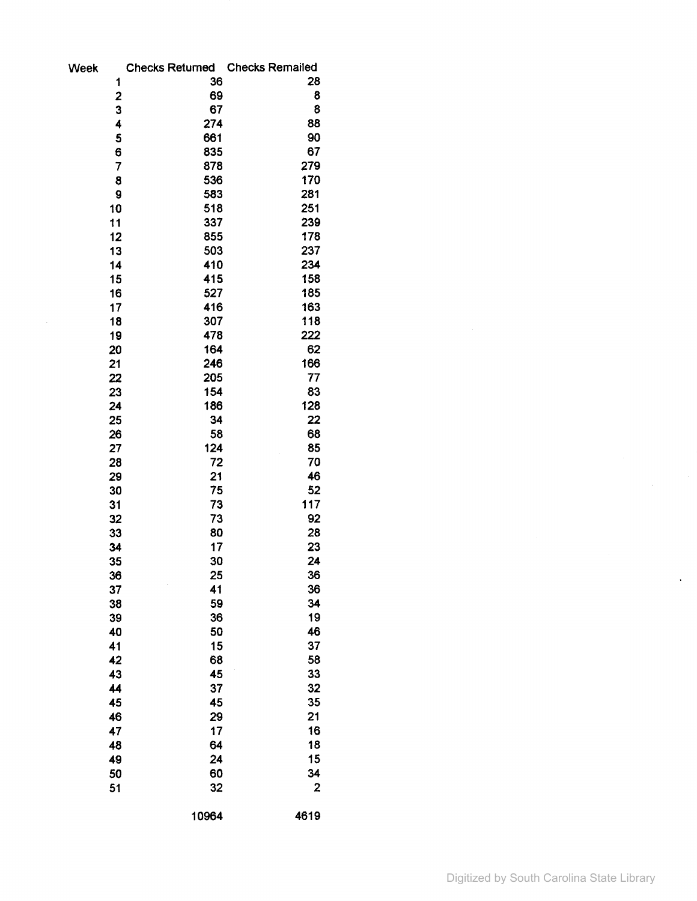| Week | Checks Returned | Checks Remailed |
| --- | --- | --- |
| 1 | 36 | 28 |
| 2 | 69 | 8 |
| 3 | 67 | 8 |
| 4 | 274 | 88 |
| 5 | 661 | 90 |
| 6 | 835 | 67 |
| 7 | 878 | 279 |
| 8 | 536 | 170 |
| 9 | 583 | 281 |
| 10 | 518 | 251 |
| 11 | 337 | 239 |
| 12 | 855 | 178 |
| 13 | 503 | 237 |
| 14 | 410 | 234 |
| 15 | 415 | 158 |
| 16 | 527 | 185 |
| 17 | 416 | 163 |
| 18 | 307 | 118 |
| 19 | 478 | 222 |
| 20 | 164 | 62 |
| 21 | 246 | 166 |
| 22 | 205 | 77 |
| 23 | 154 | 83 |
| 24 | 186 | 128 |
| 25 | 34 | 22 |
| 26 | 58 | 68 |
| 27 | 124 | 85 |
| 28 | 72 | 70 |
| 29 | 21 | 46 |
| 30 | 75 | 52 |
| 31 | 73 | 117 |
| 32 | 73 | 92 |
| 33 | 80 | 28 |
| 34 | 17 | 23 |
| 35 | 30 | 24 |
| 36 | 25 | 36 |
| 37 | 41 | 36 |
| 38 | 59 | 34 |
| 39 | 36 | 19 |
| 40 | 50 | 46 |
| 41 | 15 | 37 |
| 42 | 68 | 58 |
| 43 | 45 | 33 |
| 44 | 37 | 32 |
| 45 | 45 | 35 |
| 46 | 29 | 21 |
| 47 | 17 | 16 |
| 48 | 64 | 18 |
| 49 | 24 | 15 |
| 50 | 60 | 34 |
| 51 | 32 | 2 |
| | 10964 | 4619 |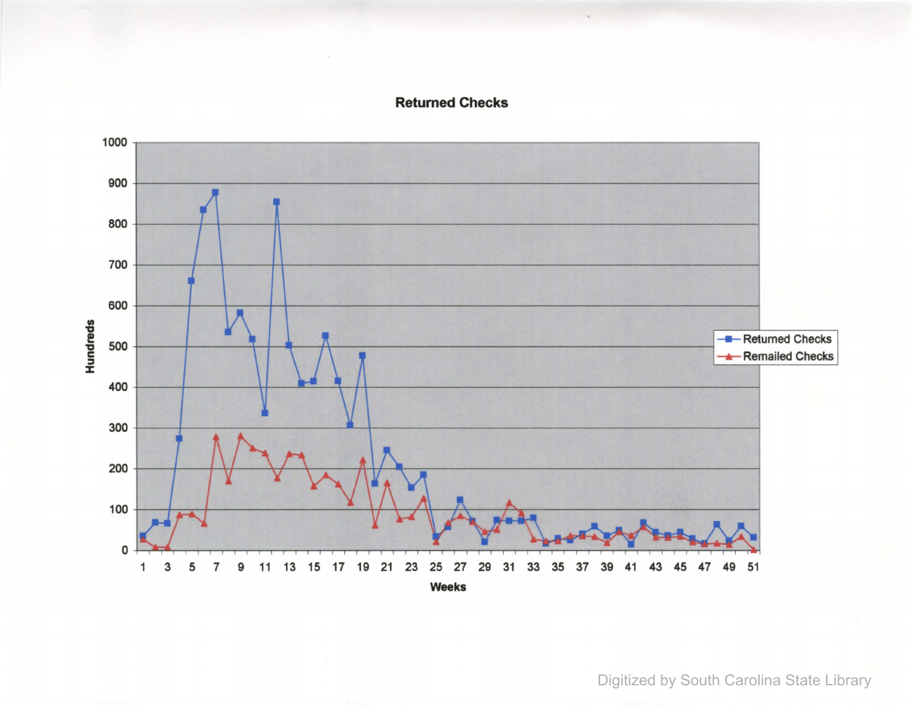**Returned Checks**

Hundreds

Weeks

Returned Checks
Remailed Checks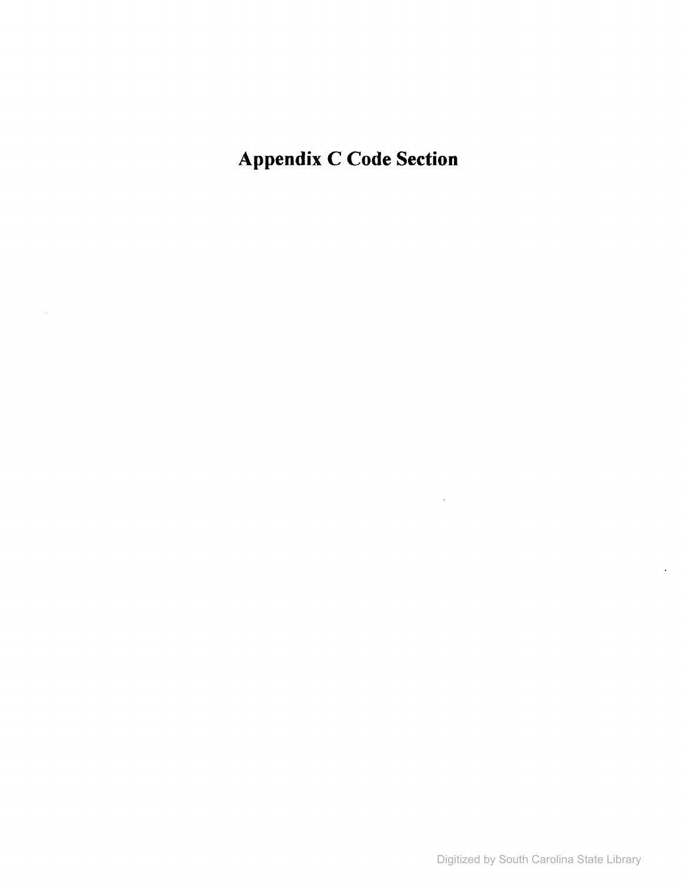# Appendix C Code Section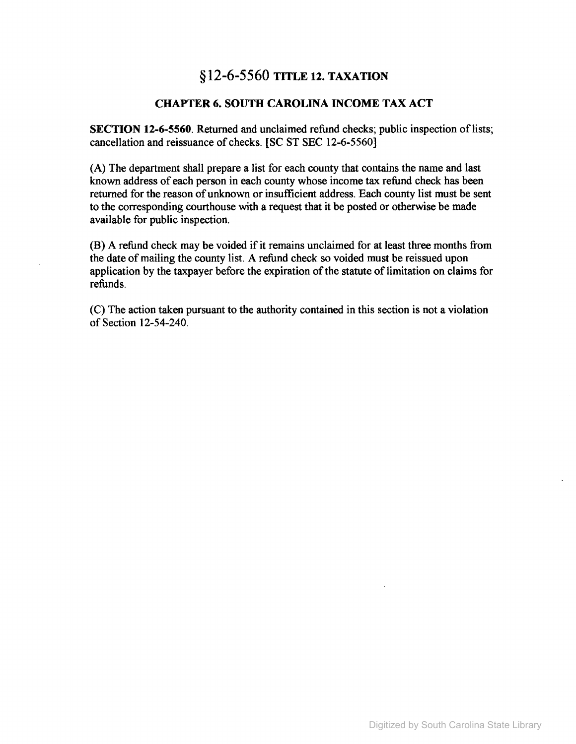# §12-6-5560 TITLE 12. TAXATION

## CHAPTER 6. SOUTH CAROLINA INCOME TAX ACT

**SECTION 12-6-5560**. Returned and unclaimed refund checks; public inspection of lists; cancellation and reissuance of checks. [SC ST SEC 12-6-5560]

(A) The department shall prepare a list for each county that contains the name and last known address of each person in each county whose income tax refund check has been returned for the reason of unknown or insufficient address. Each county list must be sent to the corresponding courthouse with a request that it be posted or otherwise be made available for public inspection.

(B) A refund check may be voided if it remains unclaimed for at least three months from the date of mailing the county list. A refund check so voided must be reissued upon application by the taxpayer before the expiration of the statute of limitation on claims for refunds.

(C) The action taken pursuant to the authority contained in this section is not a violation of Section 12-54-240.